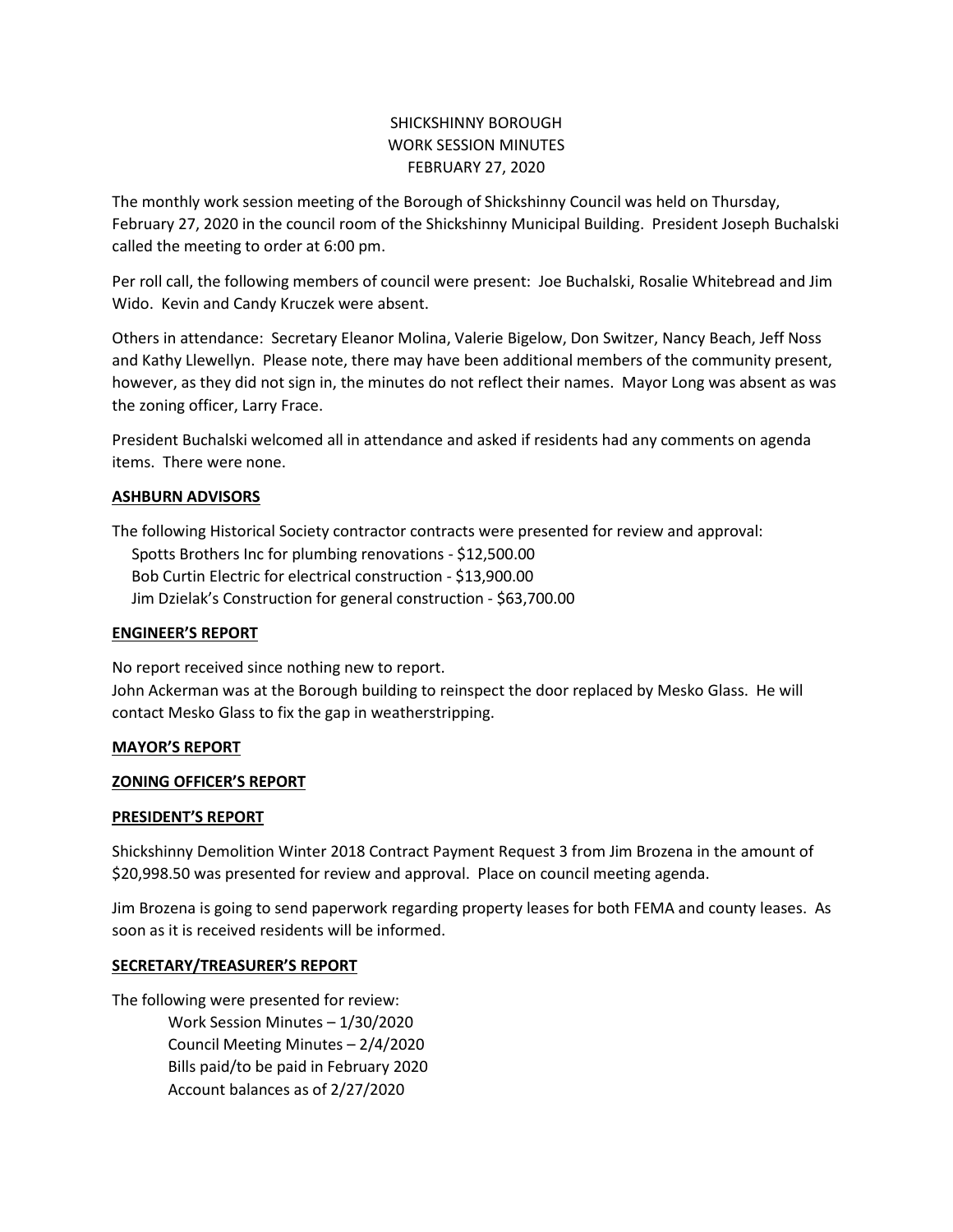# SHICKSHINNY BOROUGH
# WORK SESSION MINUTES
# FEBRUARY 27, 2020

The monthly work session meeting of the Borough of Shickshinny Council was held on Thursday, February 27, 2020 in the council room of the Shickshinny Municipal Building. President Joseph Buchalski called the meeting to order at 6:00 pm.

Per roll call, the following members of council were present: Joe Buchalski, Rosalie Whitebread and Jim Wido. Kevin and Candy Kruczek were absent.

Others in attendance: Secretary Eleanor Molina, Valerie Bigelow, Don Switzer, Nancy Beach, Jeff Noss and Kathy Llewellyn. Please note, there may have been additional members of the community present, however, as they did not sign in, the minutes do not reflect their names. Mayor Long was absent as was the zoning officer, Larry Frace.

President Buchalski welcomed all in attendance and asked if residents had any comments on agenda items. There were none.

**ASHBURN ADVISORS**

The following Historical Society contractor contracts were presented for review and approval:
Spotts Brothers Inc for plumbing renovations - $12,500.00
Bob Curtin Electric for electrical construction - $13,900.00
Jim Dzielak's Construction for general construction - $63,700.00

**ENGINEER'S REPORT**

No report received since nothing new to report.
John Ackerman was at the Borough building to reinspect the door replaced by Mesko Glass. He will contact Mesko Glass to fix the gap in weatherstripping.

**MAYOR'S REPORT**

**ZONING OFFICER'S REPORT**

**PRESIDENT'S REPORT**

Shickshinny Demolition Winter 2018 Contract Payment Request 3 from Jim Brozena in the amount of $20,998.50 was presented for review and approval. Place on council meeting agenda.

Jim Brozena is going to send paperwork regarding property leases for both FEMA and county leases. As soon as it is received residents will be informed.

**SECRETARY/TREASURER'S REPORT**

The following were presented for review:

- Work Session Minutes – 1/30/2020
- Council Meeting Minutes – 2/4/2020
- Bills paid/to be paid in February 2020
- Account balances as of 2/27/2020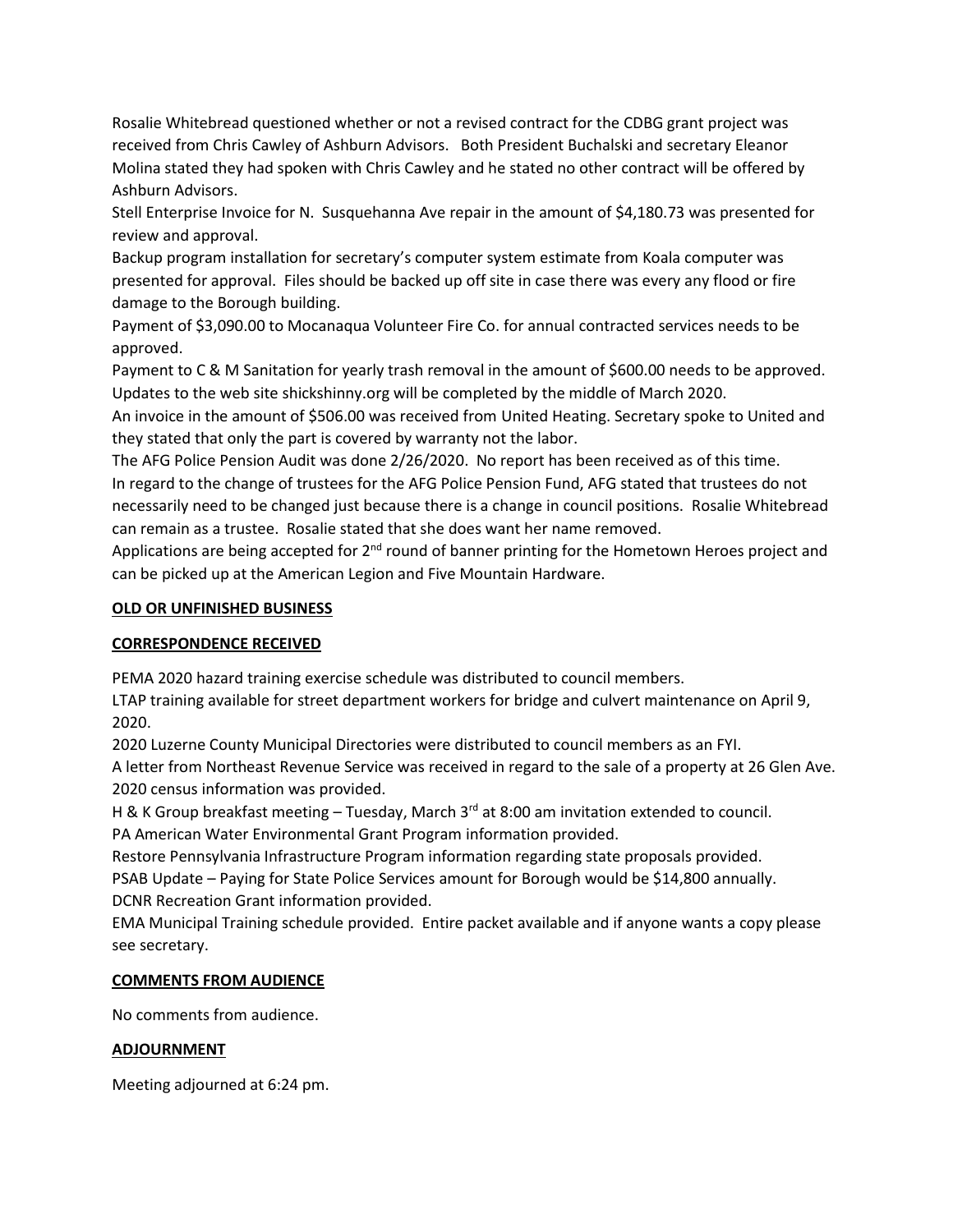Rosalie Whitebread questioned whether or not a revised contract for the CDBG grant project was received from Chris Cawley of Ashburn Advisors. Both President Buchalski and secretary Eleanor Molina stated they had spoken with Chris Cawley and he stated no other contract will be offered by Ashburn Advisors.

Stell Enterprise Invoice for N. Susquehanna Ave repair in the amount of $4,180.73 was presented for review and approval.

Backup program installation for secretary's computer system estimate from Koala computer was presented for approval. Files should be backed up off site in case there was every any flood or fire damage to the Borough building.

Payment of $3,090.00 to Mocanaqua Volunteer Fire Co. for annual contracted services needs to be approved.

Payment to C & M Sanitation for yearly trash removal in the amount of $600.00 needs to be approved.

Updates to the web site shickshinny.org will be completed by the middle of March 2020.

An invoice in the amount of $506.00 was received from United Heating. Secretary spoke to United and they stated that only the part is covered by warranty not the labor.

The AFG Police Pension Audit was done 2/26/2020. No report has been received as of this time.

In regard to the change of trustees for the AFG Police Pension Fund, AFG stated that trustees do not necessarily need to be changed just because there is a change in council positions. Rosalie Whitebread can remain as a trustee. Rosalie stated that she does want her name removed.

Applications are being accepted for 2nd round of banner printing for the Hometown Heroes project and can be picked up at the American Legion and Five Mountain Hardware.

**OLD OR UNFINISHED BUSINESS**

**CORRESPONDENCE RECEIVED**

PEMA 2020 hazard training exercise schedule was distributed to council members.

LTAP training available for street department workers for bridge and culvert maintenance on April 9, 2020.

2020 Luzerne County Municipal Directories were distributed to council members as an FYI.

A letter from Northeast Revenue Service was received in regard to the sale of a property at 26 Glen Ave.

2020 census information was provided.

H & K Group breakfast meeting – Tuesday, March 3rd at 8:00 am invitation extended to council.

PA American Water Environmental Grant Program information provided.

Restore Pennsylvania Infrastructure Program information regarding state proposals provided.

PSAB Update – Paying for State Police Services amount for Borough would be $14,800 annually.

DCNR Recreation Grant information provided.

EMA Municipal Training schedule provided. Entire packet available and if anyone wants a copy please see secretary.

**COMMENTS FROM AUDIENCE**

No comments from audience.

**ADJOURNMENT**

Meeting adjourned at 6:24 pm.